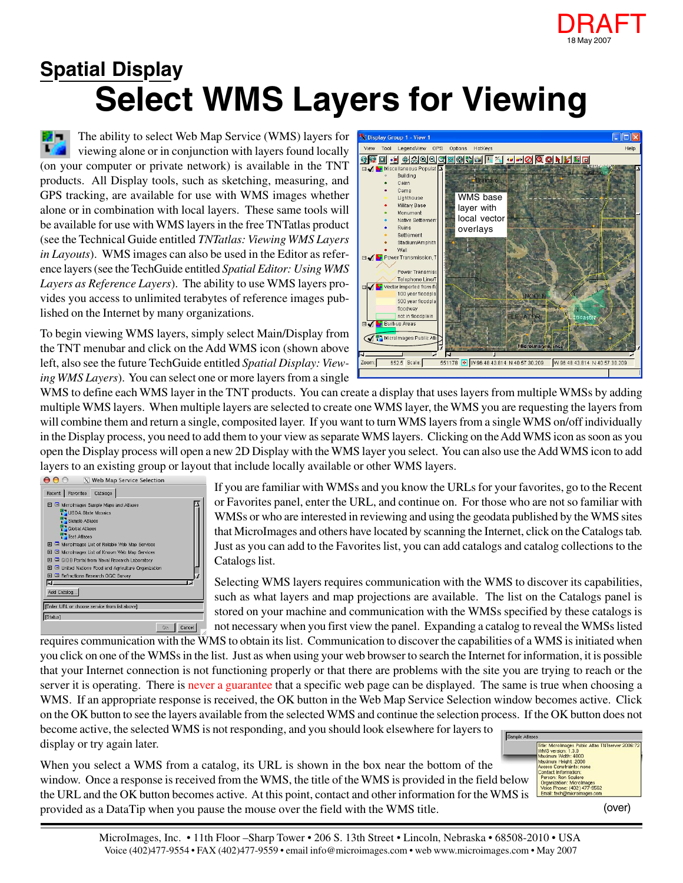DRAFT
18 May 2007

# Spatial Display

# Select WMS Layers for Viewing

The ability to select Web Map Service (WMS) layers for viewing alone or in conjunction with layers found locally (on your computer or private network) is available in the TNT products. All Display tools, such as sketching, measuring, and GPS tracking, are available for use with WMS images whether alone or in combination with local layers. These same tools will be available for use with WMS layers in the free TNTatlas product (see the Technical Guide entitled *TNTatlas: Viewing WMS Layers in Layouts*). WMS images can also be used in the Editor as reference layers (see the TechGuide entitled *Spatial Editor: Using WMS Layers as Reference Layers*). The ability to use WMS layers provides you access to unlimited terabytes of reference images published on the Internet by many organizations.

To begin viewing WMS layers, simply select Main/Display from the TNT menubar and click on the Add WMS icon (shown above left, also see the future TechGuide entitled *Spatial Display: Viewing WMS Layers*). You can select one or more layers from a single WMS to define each WMS layer in the TNT products. You can create a display that uses layers from multiple WMSs by adding multiple WMS layers. When multiple layers are selected to create one WMS layer, the WMS you are requesting the layers from will combine them and return a single, composited layer. If you want to turn WMS layers from a single WMS on/off individually in the Display process, you need to add them to your view as separate WMS layers. Clicking on the Add WMS icon as soon as you open the Display process will open a new 2D Display with the WMS layer you select. You can also use the Add WMS icon to add layers to an existing group or layout that include locally available or other WMS layers.

WMS base layer with local vector overlays

If you are familiar with WMSs and you know the URLs for your favorites, go to the Recent or Favorites panel, enter the URL, and continue on. For those who are not so familiar with WMSs or who are interested in reviewing and using the geodata published by the WMS sites that MicroImages and others have located by scanning the Internet, click on the Catalogs tab. Just as you can add to the Favorites list, you can add catalogs and catalog collections to the Catalogs list.

Selecting WMS layers requires communication with the WMS to discover its capabilities, such as what layers and map projections are available. The list on the Catalogs panel is stored on your machine and communication with the WMSs specified by these catalogs is not necessary when you first view the panel. Expanding a catalog to reveal the WMSs listed requires communication with the WMS to obtain its list. Communication to discover the capabilities of a WMS is initiated when you click on one of the WMSs in the list. Just as when using your web browser to search the Internet for information, it is possible that your Internet connection is not functioning properly or that there are problems with the site you are trying to reach or the server it is operating. There is never a guarantee that a specific web page can be displayed. The same is true when choosing a WMS. If an appropriate response is received, the OK button in the Web Map Service Selection window becomes active. Click on the OK button to see the layers available from the selected WMS and continue the selection process. If the OK button does not become active, the selected WMS is not responding, and you should look elsewhere for layers to display or try again later.

When you select a WMS from a catalog, its URL is shown in the box near the bottom of the window. Once a response is received from the WMS, the title of the WMS is provided in the field below the URL and the OK button becomes active. At this point, contact and other information for the WMS is provided as a DataTip when you pause the mouse over the field with the WMS title.

(over)

MicroImages, Inc. • 11th Floor –Sharp Tower • 206 S. 13th Street • Lincoln, Nebraska • 68508-2010 • USA
Voice (402)477-9554 • FAX (402)477-9559 • email info@microimages.com • web www.microimages.com • May 2007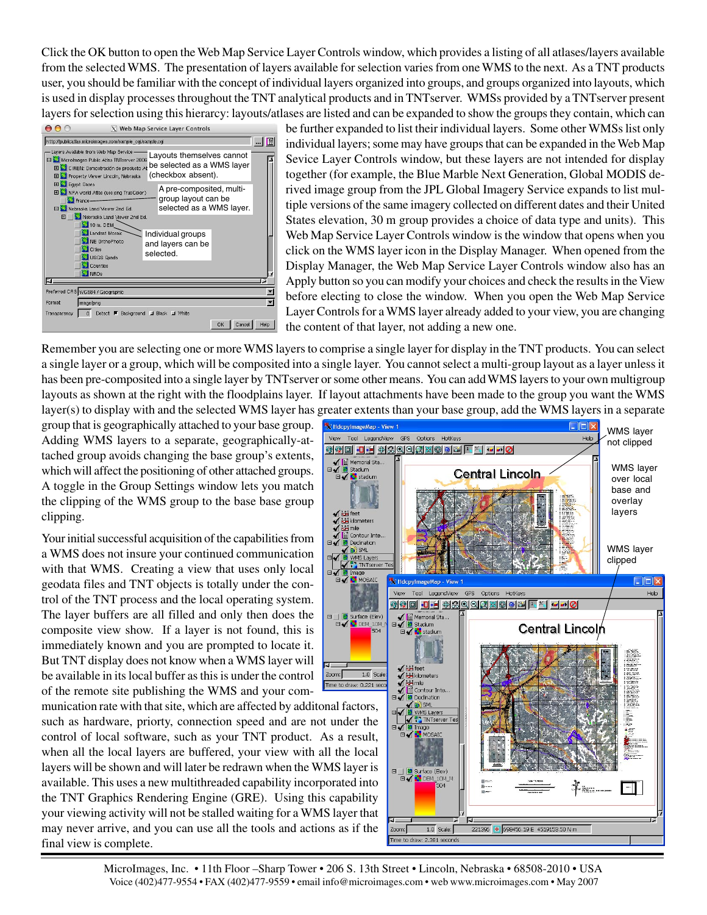Click the OK button to open the Web Map Service Layer Controls window, which provides a listing of all atlases/layers available from the selected WMS. The presentation of layers available for selection varies from one WMS to the next. As a TNT products user, you should be familiar with the concept of individual layers organized into groups, and groups organized into layouts, which is used in display processes throughout the TNT analytical products and in TNTserver. WMSs provided by a TNTserver present layers for selection using this hierarchy: layouts/atlases are listed and can be expanded to show the groups they contain, which can be further expanded to list their individual layers. Some other WMSs list only individual layers; some may have groups that can be expanded in the Web Map Sevice Layer Controls window, but these layers are not intended for display together (for example, the Blue Marble Next Generation, Global MODIS derived image group from the JPL Global Imagery Service expands to list multiple versions of the same imagery collected on different dates and their United States elevation, 30 m group provides a choice of data type and units). This Web Map Service Layer Controls window is the window that opens when you click on the WMS layer icon in the Display Manager. When opened from the Display Manager, the Web Map Service Layer Controls window also has an Apply button so you can modify your choices and check the results in the View before electing to close the window. When you open the Web Map Service Layer Controls for a WMS layer already added to your view, you are changing the content of that layer, not adding a new one.

Layouts themselves cannot be selected as a WMS layer (checkbox absent).

A pre-composited, multi-group layout can be selected as a WMS layer.

Individual groups and layers can be selected.

Remember you are selecting one or more WMS layers to comprise a single layer for display in the TNT products. You can select a single layer or a group, which will be composited into a single layer. You cannot select a multi-group layout as a layer unless it has been pre-composited into a single layer by TNTserver or some other means. You can add WMS layers to your own multigroup layouts as shown at the right with the floodplains layer. If layout attachments have been made to the group you want the WMS layer(s) to display with and the selected WMS layer has greater extents than your base group, add the WMS layers in a separate group that is geographically attached to your base group. Adding WMS layers to a separate, geographically-attached group avoids changing the base group's extents, which will affect the positioning of other attached groups. A toggle in the Group Settings window lets you match the clipping of the WMS group to the base base group clipping.

WMS layer not clipped

WMS layer over local base and overlay layers

WMS layer clipped

Your initial successful acquisition of the capabilities from a WMS does not insure your continued communication with that WMS. Creating a view that uses only local geodata files and TNT objects is totally under the control of the TNT process and the local operating system. The layer buffers are all filled and only then does the composite view show. If a layer is not found, this is immediately known and you are prompted to locate it. But TNT display does not know when a WMS layer will be available in its local buffer as this is under the control of the remote site publishing the WMS and your communication rate with that site, which are affected by additonal factors, such as hardware, priorty, connection speed and are not under the control of local software, such as your TNT product. As a result, when all the local layers are buffered, your view with all the local layers will be shown and will later be redrawn when the WMS layer is available. This uses a new multithreaded capability incorporated into the TNT Graphics Rendering Engine (GRE). Using this capability your viewing activity will not be stalled waiting for a WMS layer that may never arrive, and you can use all the tools and actions as if the final view is complete.

MicroImages, Inc. • 11th Floor –Sharp Tower • 206 S. 13th Street • Lincoln, Nebraska • 68508-2010 • USA
Voice (402)477-9554 • FAX (402)477-9559 • email info@microimages.com • web www.microimages.com • May 2007